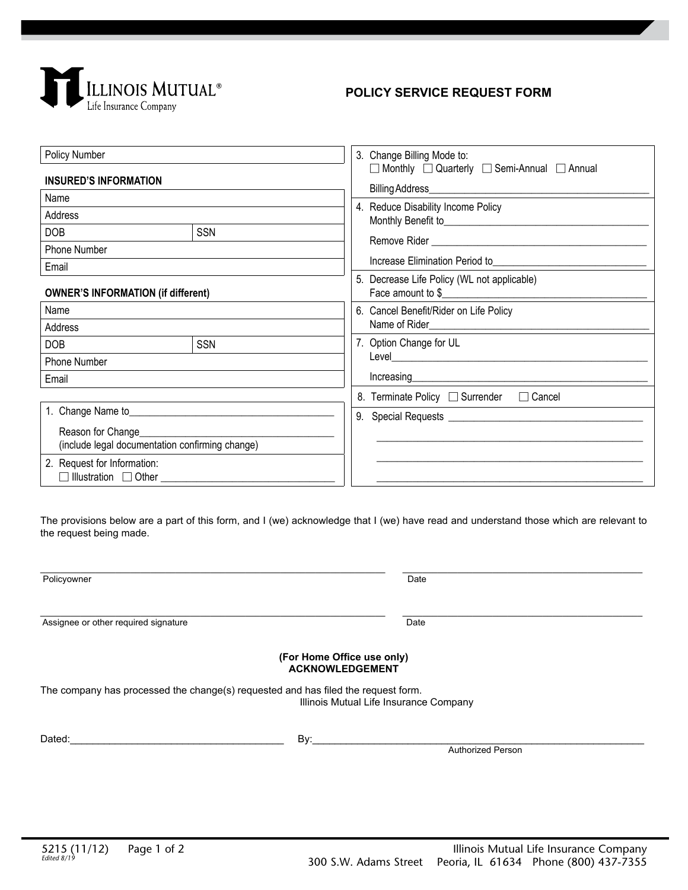**ILLINOIS MUTUAL®**
Life Insurance Company

# POLICY SERVICE REQUEST FORM

Policy Number

**INSURED'S INFORMATION**

| | |
|---|---|
| Name | |
| Address | |
| DOB | SSN |
| Phone Number | |
| Email | |

**OWNER'S INFORMATION (if different)**

| | |
|---|---|
| Name | |
| Address | |
| DOB | SSN |
| Phone Number | |
| Email | |

1. Change Name to________________________________________

   Reason for Change_____________________________________
   (include legal documentation confirming change)

2. Request for Information:
   ☐ Illustration ☐ Other ________________________________

3. Change Billing Mode to:
   ☐ Monthly ☐ Quarterly ☐ Semi-Annual ☐ Annual

   Billing Address__________________________________________

4. Reduce Disability Income Policy
   Monthly Benefit to_______________________________________

   Remove Rider __________________________________________

   Increase Elimination Period to_____________________________

5. Decrease Life Policy (WL not applicable)
   Face amount to $________________________________________

6. Cancel Benefit/Rider on Life Policy
   Name of Rider___________________________________________

7. Option Change for UL
   Level__________________________________________________

   Increasing______________________________________________

8. Terminate Policy ☐ Surrender ☐ Cancel

9. Special Requests ______________________________________

   ______________________________________________________

   ______________________________________________________

   ______________________________________________________

The provisions below are a part of this form, and I (we) acknowledge that I (we) have read and understand those which are relevant to the request being made.

______________________________________ ______________________
Policyowner Date

______________________________________ ______________________
Assignee or other required signature Date

**(For Home Office use only)**
**ACKNOWLEDGEMENT**

The company has processed the change(s) requested and has filed the request form.
Illinois Mutual Life Insurance Company

Dated:______________________________ By:_________________________________________
Authorized Person

5215 (11/12)
*Edited 8/19*

Illinois Mutual Life Insurance Company
300 S.W. Adams Street Peoria, IL 61634 Phone (800) 437-7355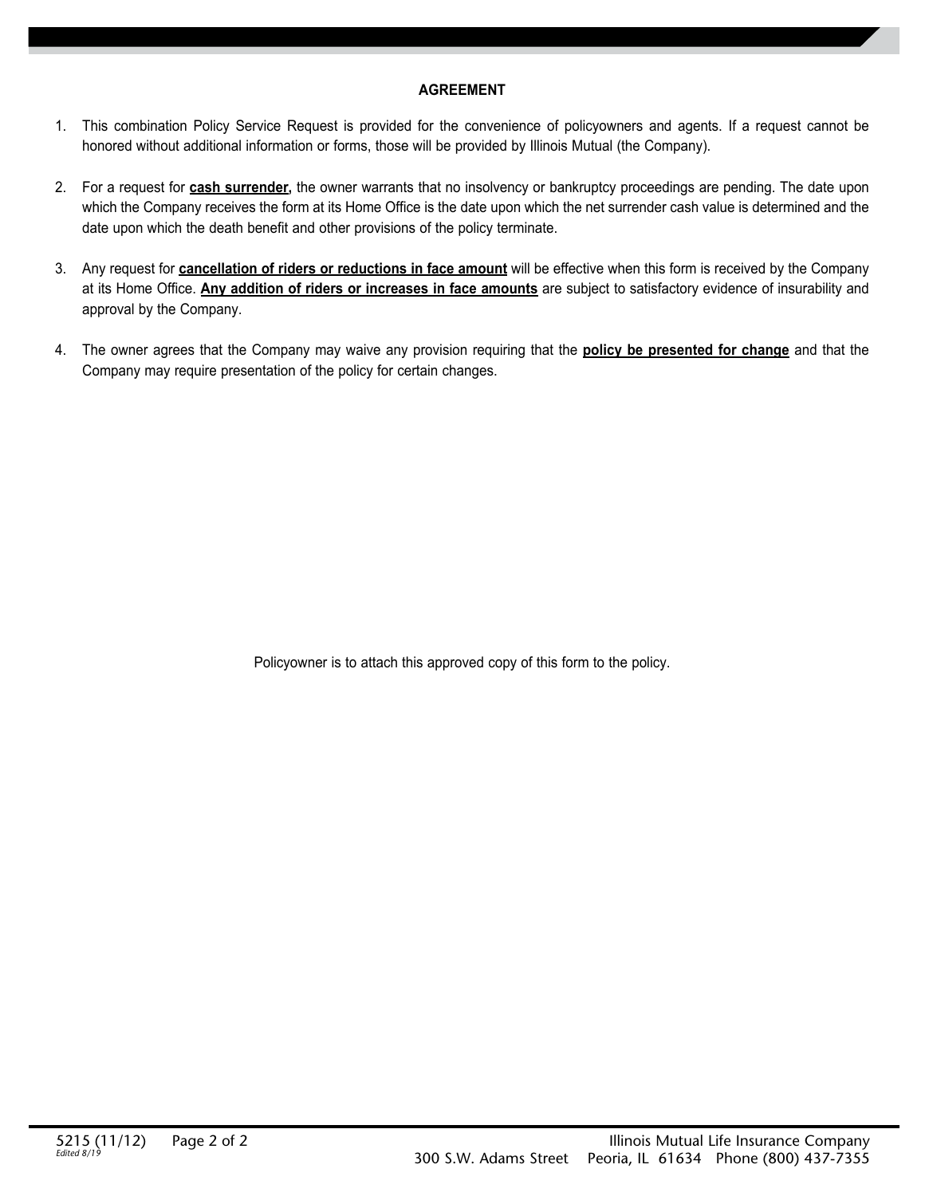## AGREEMENT

1. This combination Policy Service Request is provided for the convenience of policyowners and agents. If a request cannot be honored without additional information or forms, those will be provided by Illinois Mutual (the Company).

2. For a request for **cash surrender,** the owner warrants that no insolvency or bankruptcy proceedings are pending. The date upon which the Company receives the form at its Home Office is the date upon which the net surrender cash value is determined and the date upon which the death benefit and other provisions of the policy terminate.

3. Any request for **cancellation of riders or reductions in face amount** will be effective when this form is received by the Company at its Home Office. **Any addition of riders or increases in face amounts** are subject to satisfactory evidence of insurability and approval by the Company.

4. The owner agrees that the Company may waive any provision requiring that the **policy be presented for change** and that the Company may require presentation of the policy for certain changes.

Policyowner is to attach this approved copy of this form to the policy.